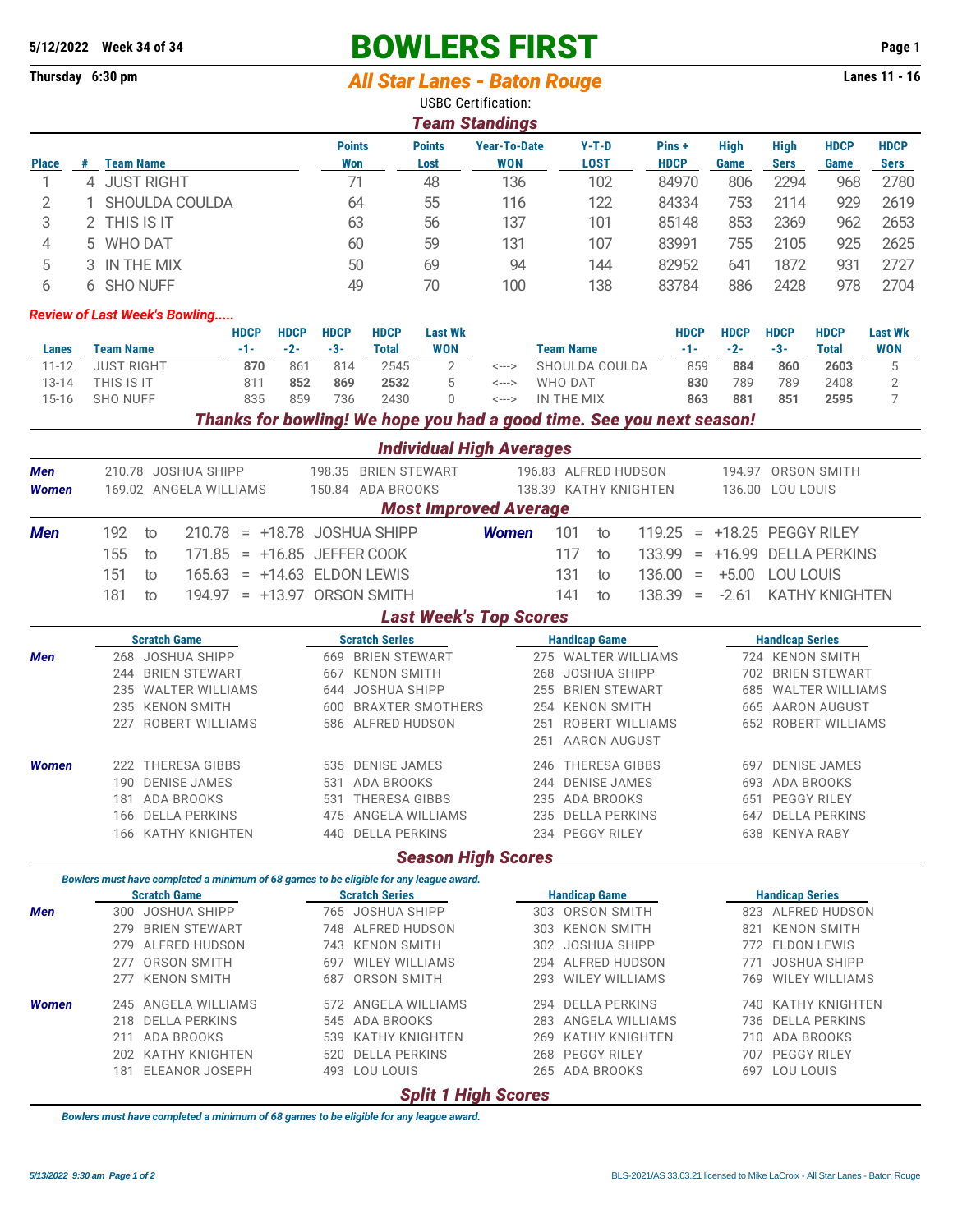5/12/2022 Week 34 of 34

# BOWLERS FIRST

Thursday 6:30 pm

## *All Star Lanes - Baton Rouge*

Lanes 11 - 16

USBC Certification:

### *Team Standings*

| Place | # | Team Name | Points Won | Points Lost | Year-To-Date WON | Y-T-D LOST | Pins + HDCP | High Game | High Sers | HDCP Game | HDCP Sers |
|---|---|---|---|---|---|---|---|---|---|---|---|
| 1 | 4 | JUST RIGHT | 71 | 48 | 136 | 102 | 84970 | 806 | 2294 | 968 | 2780 |
| 2 | 1 | SHOULDA COULDA | 64 | 55 | 116 | 122 | 84334 | 753 | 2114 | 929 | 2619 |
| 3 | 2 | THIS IS IT | 63 | 56 | 137 | 101 | 85148 | 853 | 2369 | 962 | 2653 |
| 4 | 5 | WHO DAT | 60 | 59 | 131 | 107 | 83991 | 755 | 2105 | 925 | 2625 |
| 5 | 3 | IN THE MIX | 50 | 69 | 94 | 144 | 82952 | 641 | 1872 | 931 | 2727 |
| 6 | 6 | SHO NUFF | 49 | 70 | 100 | 138 | 83784 | 886 | 2428 | 978 | 2704 |

*Review of Last Week's Bowling.....*

| Lanes | Team Name | HDCP -1- | HDCP -2- | HDCP -3- | HDCP Total | Last Wk WON | | Team Name | HDCP -1- | HDCP -2- | HDCP -3- | HDCP Total | Last Wk WON |
|---|---|---|---|---|---|---|---|---|---|---|---|---|---|
| 11-12 | JUST RIGHT | **870** | 861 | 814 | 2545 | 2 | <---> | SHOULDA COULDA | 859 | **884** | **860** | **2603** | 5 |
| 13-14 | THIS IS IT | 811 | **852** | **869** | **2532** | 5 | <---> | WHO DAT | **830** | 789 | 789 | 2408 | 2 |
| 15-16 | SHO NUFF | 835 | 859 | 736 | 2430 | 0 | <---> | IN THE MIX | **863** | **881** | **851** | **2595** | 7 |

***Thanks for bowling! We hope you had a good time. See you next season!***

### *Individual High Averages*

| | | | | |
|---|---|---|---|---|
| *Men* | 210.78 JOSHUA SHIPP | 198.35 BRIEN STEWART | 196.83 ALFRED HUDSON | 194.97 ORSON SMITH |
| *Women* | 169.02 ANGELA WILLIAMS | 150.84 ADA BROOKS | 138.39 KATHY KNIGHTEN | 136.00 LOU LOUIS |

### *Most Improved Average*

| | | | | | | |
|---|---|---|---|---|---|---|
| *Men* | 192 to 210.78 = +18.78 JOSHUA SHIPP | | | *Women* | 101 to 119.25 = +18.25 PEGGY RILEY | |
| | 155 to 171.85 = +16.85 JEFFER COOK | | | | 117 to 133.99 = +16.99 DELLA PERKINS | |
| | 151 to 165.63 = +14.63 ELDON LEWIS | | | | 131 to 136.00 = +5.00 LOU LOUIS | |
| | 181 to 194.97 = +13.97 ORSON SMITH | | | | 141 to 138.39 = -2.61 KATHY KNIGHTEN | |

### *Last Week's Top Scores*

| | Scratch Game | Scratch Series | Handicap Game | Handicap Series |
|---|---|---|---|---|
| *Men* | 268 JOSHUA SHIPP | 669 BRIEN STEWART | 275 WALTER WILLIAMS | 724 KENON SMITH |
| | 244 BRIEN STEWART | 667 KENON SMITH | 268 JOSHUA SHIPP | 702 BRIEN STEWART |
| | 235 WALTER WILLIAMS | 644 JOSHUA SHIPP | 255 BRIEN STEWART | 685 WALTER WILLIAMS |
| | 235 KENON SMITH | 600 BRAXTER SMOTHERS | 254 KENON SMITH | 665 AARON AUGUST |
| | 227 ROBERT WILLIAMS | 586 ALFRED HUDSON | 251 ROBERT WILLIAMS | 652 ROBERT WILLIAMS |
| | | | 251 AARON AUGUST | |
| *Women* | 222 THERESA GIBBS | 535 DENISE JAMES | 246 THERESA GIBBS | 697 DENISE JAMES |
| | 190 DENISE JAMES | 531 ADA BROOKS | 244 DENISE JAMES | 693 ADA BROOKS |
| | 181 ADA BROOKS | 531 THERESA GIBBS | 235 ADA BROOKS | 651 PEGGY RILEY |
| | 166 DELLA PERKINS | 475 ANGELA WILLIAMS | 235 DELLA PERKINS | 647 DELLA PERKINS |
| | 166 KATHY KNIGHTEN | 440 DELLA PERKINS | 234 PEGGY RILEY | 638 KENYA RABY |

### *Season High Scores*

*Bowlers must have completed a minimum of 68 games to be eligible for any league award.*

| | Scratch Game | Scratch Series | Handicap Game | Handicap Series |
|---|---|---|---|---|
| *Men* | 300 JOSHUA SHIPP | 765 JOSHUA SHIPP | 303 ORSON SMITH | 823 ALFRED HUDSON |
| | 279 BRIEN STEWART | 748 ALFRED HUDSON | 303 KENON SMITH | 821 KENON SMITH |
| | 279 ALFRED HUDSON | 743 KENON SMITH | 302 JOSHUA SHIPP | 772 ELDON LEWIS |
| | 277 ORSON SMITH | 697 WILEY WILLIAMS | 294 ALFRED HUDSON | 771 JOSHUA SHIPP |
| | 277 KENON SMITH | 687 ORSON SMITH | 293 WILEY WILLIAMS | 769 WILEY WILLIAMS |
| *Women* | 245 ANGELA WILLIAMS | 572 ANGELA WILLIAMS | 294 DELLA PERKINS | 740 KATHY KNIGHTEN |
| | 218 DELLA PERKINS | 545 ADA BROOKS | 283 ANGELA WILLIAMS | 736 DELLA PERKINS |
| | 211 ADA BROOKS | 539 KATHY KNIGHTEN | 269 KATHY KNIGHTEN | 710 ADA BROOKS |
| | 202 KATHY KNIGHTEN | 520 DELLA PERKINS | 268 PEGGY RILEY | 707 PEGGY RILEY |
| | 181 ELEANOR JOSEPH | 493 LOU LOUIS | 265 ADA BROOKS | 697 LOU LOUIS |

### *Split 1 High Scores*

*Bowlers must have completed a minimum of 68 games to be eligible for any league award.*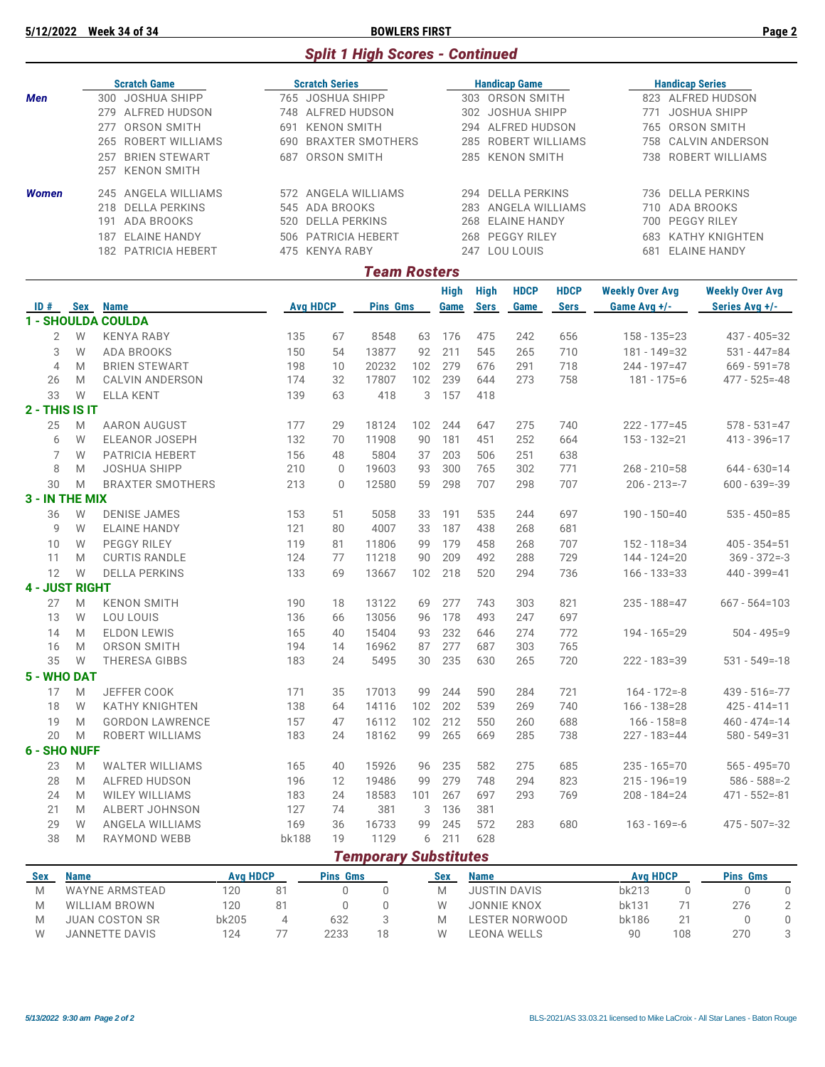## Split 1 High Scores - Continued

| | Scratch Game | Scratch Series | Handicap Game | Handicap Series |
|---|---|---|---|---|
| **Men** | 300 JOSHUA SHIPP | 765 JOSHUA SHIPP | 303 ORSON SMITH | 823 ALFRED HUDSON |
| | 279 ALFRED HUDSON | 748 ALFRED HUDSON | 302 JOSHUA SHIPP | 771 JOSHUA SHIPP |
| | 277 ORSON SMITH | 691 KENON SMITH | 294 ALFRED HUDSON | 765 ORSON SMITH |
| | 265 ROBERT WILLIAMS | 690 BRAXTER SMOTHERS | 285 ROBERT WILLIAMS | 758 CALVIN ANDERSON |
| | 257 BRIEN STEWART | 687 ORSON SMITH | 285 KENON SMITH | 738 ROBERT WILLIAMS |
| | 257 KENON SMITH | | | |
| **Women** | 245 ANGELA WILLIAMS | 572 ANGELA WILLIAMS | 294 DELLA PERKINS | 736 DELLA PERKINS |
| | 218 DELLA PERKINS | 545 ADA BROOKS | 283 ANGELA WILLIAMS | 710 ADA BROOKS |
| | 191 ADA BROOKS | 520 DELLA PERKINS | 268 ELAINE HANDY | 700 PEGGY RILEY |
| | 187 ELAINE HANDY | 506 PATRICIA HEBERT | 268 PEGGY RILEY | 683 KATHY KNIGHTEN |
| | 182 PATRICIA HEBERT | 475 KENYA RABY | 247 LOU LOUIS | 681 ELAINE HANDY |

## Team Rosters

| ID # | Sex | Name | Avg | HDCP | Pins | Gms | High Game | High Sers | HDCP Game | HDCP Sers | Weekly Over Avg Game Avg +/- | Weekly Over Avg Series Avg +/- |
|---|---|---|---|---|---|---|---|---|---|---|---|---|
| **1 - SHOULDA COULDA** | | | | | | | | | | | | |
| 2 | W | KENYA RABY | 135 | 67 | 8548 | 63 | 176 | 475 | 242 | 656 | 158 - 135=23 | 437 - 405=32 |
| 3 | W | ADA BROOKS | 150 | 54 | 13877 | 92 | 211 | 545 | 265 | 710 | 181 - 149=32 | 531 - 447=84 |
| 4 | M | BRIEN STEWART | 198 | 10 | 20232 | 102 | 279 | 676 | 291 | 718 | 244 - 197=47 | 669 - 591=78 |
| 26 | M | CALVIN ANDERSON | 174 | 32 | 17807 | 102 | 239 | 644 | 273 | 758 | 181 - 175=6 | 477 - 525=-48 |
| 33 | W | ELLA KENT | 139 | 63 | 418 | 3 | 157 | 418 | | | | |
| **2 - THIS IS IT** | | | | | | | | | | | | |
| 25 | M | AARON AUGUST | 177 | 29 | 18124 | 102 | 244 | 647 | 275 | 740 | 222 - 177=45 | 578 - 531=47 |
| 6 | W | ELEANOR JOSEPH | 132 | 70 | 11908 | 90 | 181 | 451 | 252 | 664 | 153 - 132=21 | 413 - 396=17 |
| 7 | W | PATRICIA HEBERT | 156 | 48 | 5804 | 37 | 203 | 506 | 251 | 638 | | |
| 8 | M | JOSHUA SHIPP | 210 | 0 | 19603 | 93 | 300 | 765 | 302 | 771 | 268 - 210=58 | 644 - 630=14 |
| 30 | M | BRAXTER SMOTHERS | 213 | 0 | 12580 | 59 | 298 | 707 | 298 | 707 | 206 - 213=-7 | 600 - 639=-39 |
| **3 - IN THE MIX** | | | | | | | | | | | | |
| 36 | W | DENISE JAMES | 153 | 51 | 5058 | 33 | 191 | 535 | 244 | 697 | 190 - 150=40 | 535 - 450=85 |
| 9 | W | ELAINE HANDY | 121 | 80 | 4007 | 33 | 187 | 438 | 268 | 681 | | |
| 10 | W | PEGGY RILEY | 119 | 81 | 11806 | 99 | 179 | 458 | 268 | 707 | 152 - 118=34 | 405 - 354=51 |
| 11 | M | CURTIS RANDLE | 124 | 77 | 11218 | 90 | 209 | 492 | 288 | 729 | 144 - 124=20 | 369 - 372=-3 |
| 12 | W | DELLA PERKINS | 133 | 69 | 13667 | 102 | 218 | 520 | 294 | 736 | 166 - 133=33 | 440 - 399=41 |
| **4 - JUST RIGHT** | | | | | | | | | | | | |
| 27 | M | KENON SMITH | 190 | 18 | 13122 | 69 | 277 | 743 | 303 | 821 | 235 - 188=47 | 667 - 564=103 |
| 13 | W | LOU LOUIS | 136 | 66 | 13056 | 96 | 178 | 493 | 247 | 697 | | |
| 14 | M | ELDON LEWIS | 165 | 40 | 15404 | 93 | 232 | 646 | 274 | 772 | 194 - 165=29 | 504 - 495=9 |
| 16 | M | ORSON SMITH | 194 | 14 | 16962 | 87 | 277 | 687 | 303 | 765 | | |
| 35 | W | THERESA GIBBS | 183 | 24 | 5495 | 30 | 235 | 630 | 265 | 720 | 222 - 183=39 | 531 - 549=-18 |
| **5 - WHO DAT** | | | | | | | | | | | | |
| 17 | M | JEFFER COOK | 171 | 35 | 17013 | 99 | 244 | 590 | 284 | 721 | 164 - 172=-8 | 439 - 516=-77 |
| 18 | W | KATHY KNIGHTEN | 138 | 64 | 14116 | 102 | 202 | 539 | 269 | 740 | 166 - 138=28 | 425 - 414=11 |
| 19 | M | GORDON LAWRENCE | 157 | 47 | 16112 | 102 | 212 | 550 | 260 | 688 | 166 - 158=8 | 460 - 474=-14 |
| 20 | M | ROBERT WILLIAMS | 183 | 24 | 18162 | 99 | 265 | 669 | 285 | 738 | 227 - 183=44 | 580 - 549=31 |
| **6 - SHO NUFF** | | | | | | | | | | | | |
| 23 | M | WALTER WILLIAMS | 165 | 40 | 15926 | 96 | 235 | 582 | 275 | 685 | 235 - 165=70 | 565 - 495=70 |
| 28 | M | ALFRED HUDSON | 196 | 12 | 19486 | 99 | 279 | 748 | 294 | 823 | 215 - 196=19 | 586 - 588=-2 |
| 24 | M | WILEY WILLIAMS | 183 | 24 | 18583 | 101 | 267 | 697 | 293 | 769 | 208 - 184=24 | 471 - 552=-81 |
| 21 | M | ALBERT JOHNSON | 127 | 74 | 381 | 3 | 136 | 381 | | | | |
| 29 | W | ANGELA WILLIAMS | 169 | 36 | 16733 | 99 | 245 | 572 | 283 | 680 | 163 - 169=-6 | 475 - 507=-32 |
| 38 | M | RAYMOND WEBB | bk188 | 19 | 1129 | 6 | 211 | 628 | | | | |

## Temporary Substitutes

| Sex | Name | Avg | HDCP | Pins | Gms | Sex | Name | Avg | HDCP | Pins | Gms |
|---|---|---|---|---|---|---|---|---|---|---|---|
| M | WAYNE ARMSTEAD | 120 | 81 | 0 | 0 | M | JUSTIN DAVIS | bk213 | 0 | 0 | 0 |
| M | WILLIAM BROWN | 120 | 81 | 0 | 0 | W | JONNIE KNOX | bk131 | 71 | 276 | 2 |
| M | JUAN COSTON SR | bk205 | 4 | 632 | 3 | M | LESTER NORWOOD | bk186 | 21 | 0 | 0 |
| W | JANNETTE DAVIS | 124 | 77 | 2233 | 18 | W | LEONA WELLS | 90 | 108 | 270 | 3 |